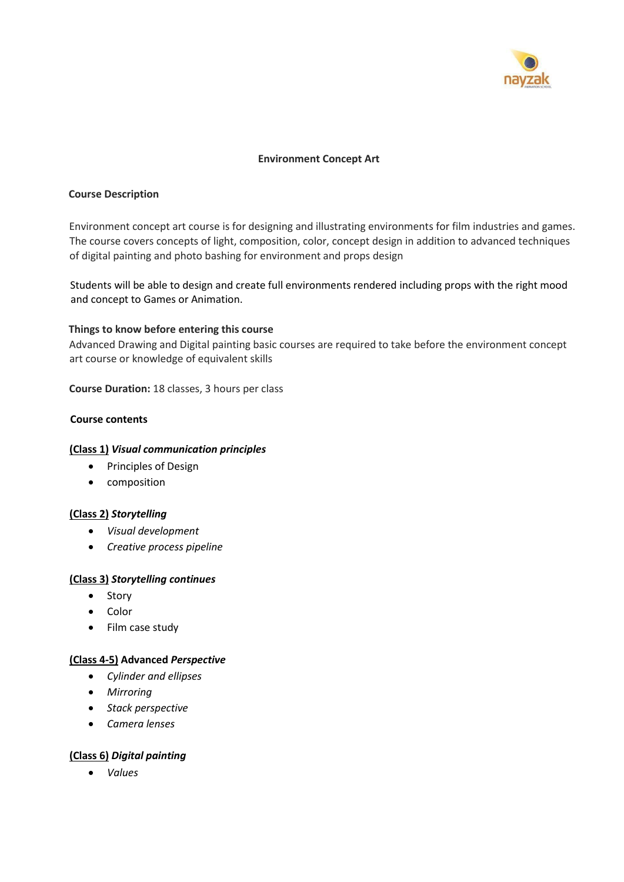# Environment Concept Art

## Course Description

Environment concept art course is for designing and illustrating environments for film industries and games. The course covers concepts of light, composition, color, concept design in addition to advanced techniques of digital painting and photo bashing for environment and props design

Students will be able to design and create full environments rendered including props with the right mood and concept to Games or Animation.

**Things to know before entering this course**

Advanced Drawing and Digital painting basic courses are required to take before the environment concept art course or knowledge of equivalent skills

**Course Duration:** 18 classes, 3 hours per class

**Course contents**

**(Class 1)** ***Visual communication principles***

- Principles of Design
- composition

**(Class 2)** ***Storytelling***

- *Visual development*
- *Creative process pipeline*

**(Class 3)** ***Storytelling continues***

- Story
- Color
- Film case study

**(Class 4-5)** **Advanced** ***Perspective***

- *Cylinder and ellipses*
- *Mirroring*
- *Stack perspective*
- *Camera lenses*

**(Class 6)** ***Digital painting***

- *Values*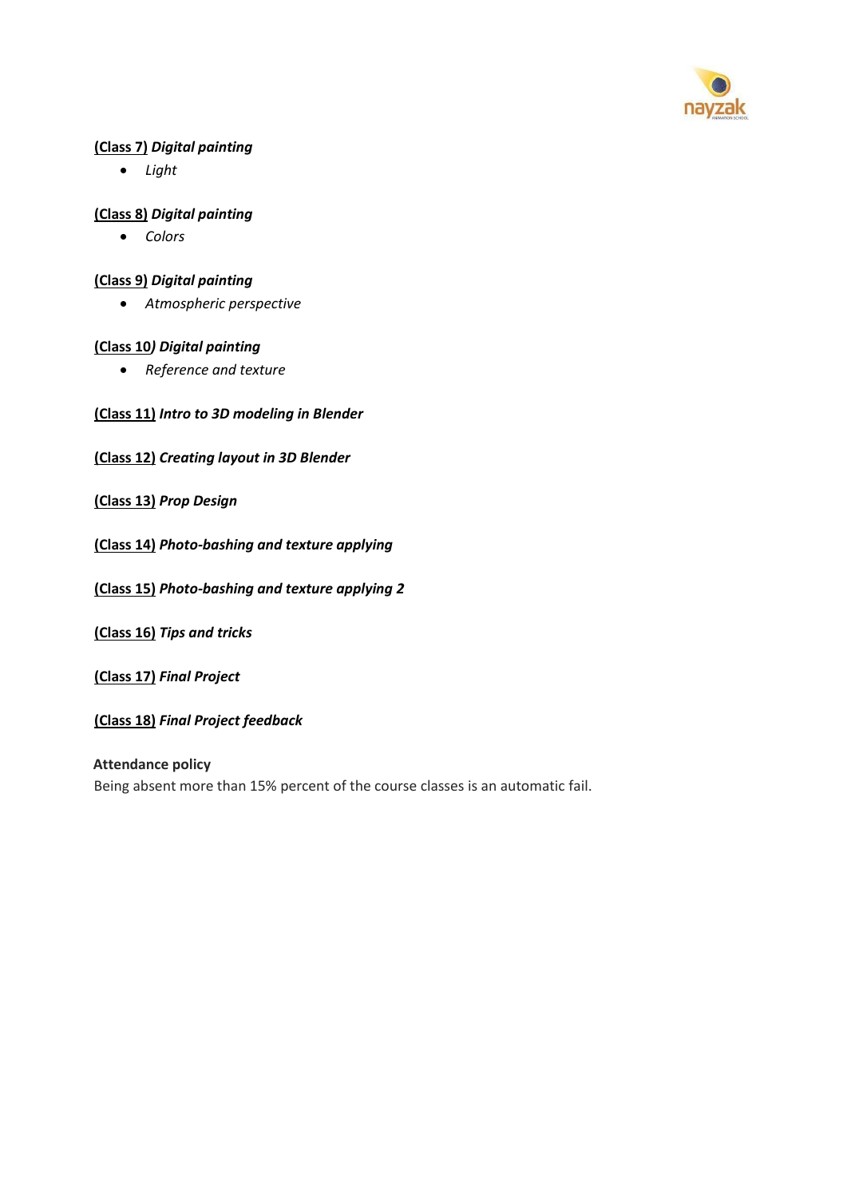**(Class 7)** ***Digital painting***

- *Light*

**(Class 8)** ***Digital painting***

- *Colors*

**(Class 9)** ***Digital painting***

- *Atmospheric perspective*

**(Class 10)** ***Digital painting***

- *Reference and texture*

**(Class 11)** ***Intro to 3D modeling in Blender***

**(Class 12)** ***Creating layout in 3D Blender***

**(Class 13)** ***Prop Design***

**(Class 14)** ***Photo-bashing and texture applying***

**(Class 15)** ***Photo-bashing and texture applying 2***

**(Class 16)** ***Tips and tricks***

**(Class 17)** ***Final Project***

**(Class 18)** ***Final Project feedback***

**Attendance policy**

Being absent more than 15% percent of the course classes is an automatic fail.